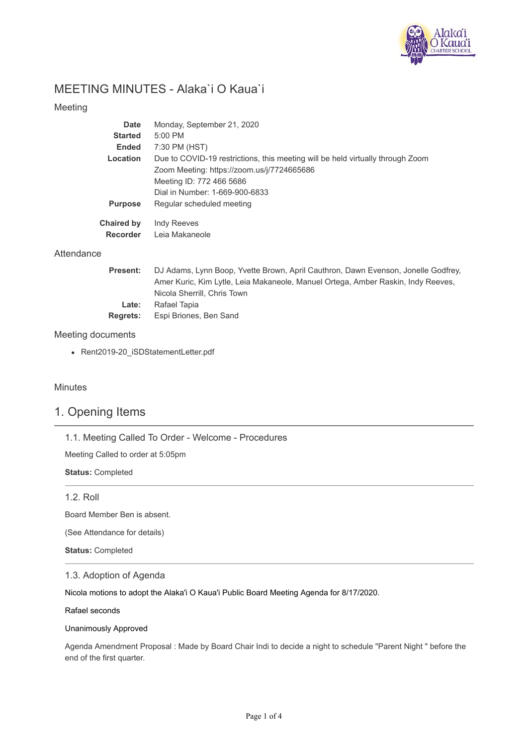# MEETING MINUTES - Alaka`i O Kaua`i

## Meeting

| | |
|---|---|
| **Date** | Monday, September 21, 2020 |
| **Started** | 5:00 PM |
| **Ended** | 7:30 PM (HST) |
| **Location** | Due to COVID-19 restrictions, this meeting will be held virtually through Zoom<br>Zoom Meeting: https://zoom.us/j/7724665686<br>Meeting ID: 772 466 5686<br>Dial in Number: 1-669-900-6833 |
| **Purpose** | Regular scheduled meeting |
| **Chaired by** | Indy Reeves |
| **Recorder** | Leia Makaneole |

## Attendance

| | |
|---|---|
| **Present:** | DJ Adams, Lynn Boop, Yvette Brown, April Cauthron, Dawn Evenson, Jonelle Godfrey, Amer Kuric, Kim Lytle, Leia Makaneole, Manuel Ortega, Amber Raskin, Indy Reeves, Nicola Sherrill, Chris Town |
| **Late:** | Rafael Tapia |
| **Regrets:** | Espi Briones, Ben Sand |

## Meeting documents

- Rent2019-20_iSDStatementLetter.pdf

## Minutes

# 1. Opening Items

### 1.1. Meeting Called To Order - Welcome - Procedures

Meeting Called to order at 5:05pm

**Status:** Completed

### 1.2. Roll

Board Member Ben is absent.

(See Attendance for details)

**Status:** Completed

### 1.3. Adoption of Agenda

Nicola motions to adopt the Alaka'i O Kaua'i Public Board Meeting Agenda for 8/17/2020.

Rafael seconds

Unanimously Approved

Agenda Amendment Proposal : Made by Board Chair Indi to decide a night to schedule "Parent Night " before the end of the first quarter.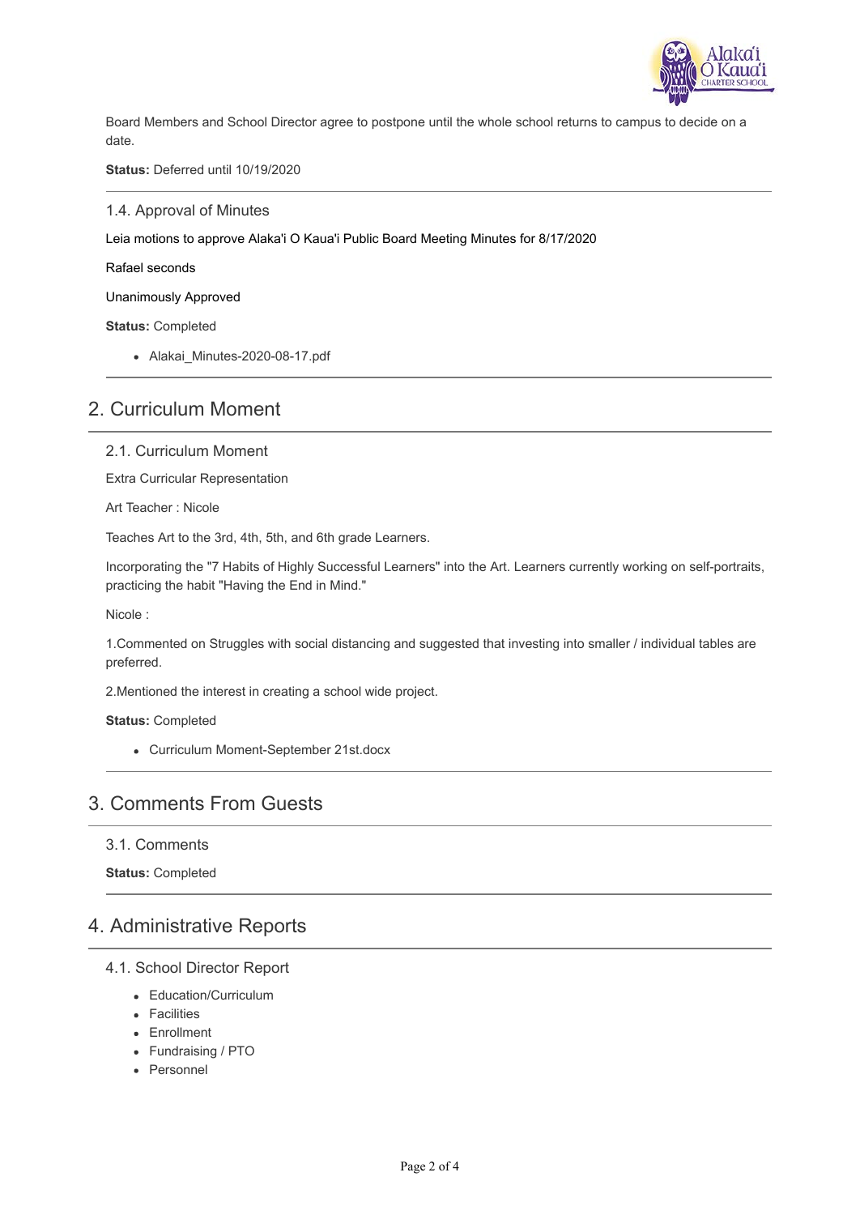Board Members and School Director agree to postpone until the whole school returns to campus to decide on a date.

**Status:** Deferred until 10/19/2020

### 1.4. Approval of Minutes

Leia motions to approve Alaka'i O Kaua'i Public Board Meeting Minutes for 8/17/2020

Rafael seconds

Unanimously Approved

**Status:** Completed

- Alakai_Minutes-2020-08-17.pdf

## 2. Curriculum Moment

### 2.1. Curriculum Moment

Extra Curricular Representation

Art Teacher : Nicole

Teaches Art to the 3rd, 4th, 5th, and 6th grade Learners.

Incorporating the "7 Habits of Highly Successful Learners" into the Art. Learners currently working on self-portraits, practicing the habit "Having the End in Mind."

Nicole :

1.Commented on Struggles with social distancing and suggested that investing into smaller / individual tables are preferred.

2.Mentioned the interest in creating a school wide project.

**Status:** Completed

- Curriculum Moment-September 21st.docx

## 3. Comments From Guests

### 3.1. Comments

**Status:** Completed

## 4. Administrative Reports

### 4.1. School Director Report

- Education/Curriculum
- Facilities
- Enrollment
- Fundraising / PTO
- Personnel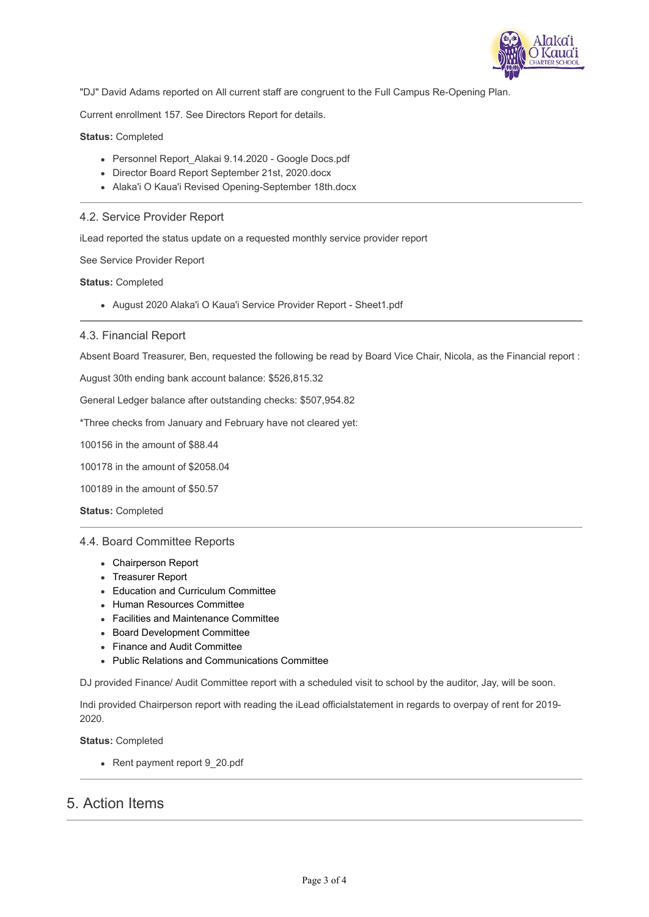"DJ" David Adams reported on All current staff are congruent to the Full Campus Re-Opening Plan.

Current enrollment 157. See Directors Report for details.

**Status:** Completed

- Personnel Report_Alakai 9.14.2020 - Google Docs.pdf
- Director Board Report September 21st, 2020.docx
- Alaka'i O Kaua'i Revised Opening-September 18th.docx

---

### 4.2. Service Provider Report

iLead reported the status update on a requested monthly service provider report

See Service Provider Report

**Status:** Completed

- August 2020 Alaka'i O Kaua'i Service Provider Report - Sheet1.pdf

---

### 4.3. Financial Report

Absent Board Treasurer, Ben, requested the following be read by Board Vice Chair, Nicola, as the Financial report :

August 30th ending bank account balance: $526,815.32

General Ledger balance after outstanding checks: $507,954.82

*Three checks from January and February have not cleared yet:

100156 in the amount of $88.44

100178 in the amount of $2058.04

100189 in the amount of $50.57

**Status:** Completed

---

### 4.4. Board Committee Reports

- Chairperson Report
- Treasurer Report
- Education and Curriculum Committee
- Human Resources Committee
- Facilities and Maintenance Committee
- Board Development Committee
- Finance and Audit Committee
- Public Relations and Communications Committee

DJ provided Finance/ Audit Committee report with a scheduled visit to school by the auditor, Jay, will be soon.

Indi provided Chairperson report with reading the iLead officialstatement in regards to overpay of rent for 2019-2020.

**Status:** Completed

- Rent payment report 9_20.pdf

---

## 5. Action Items

---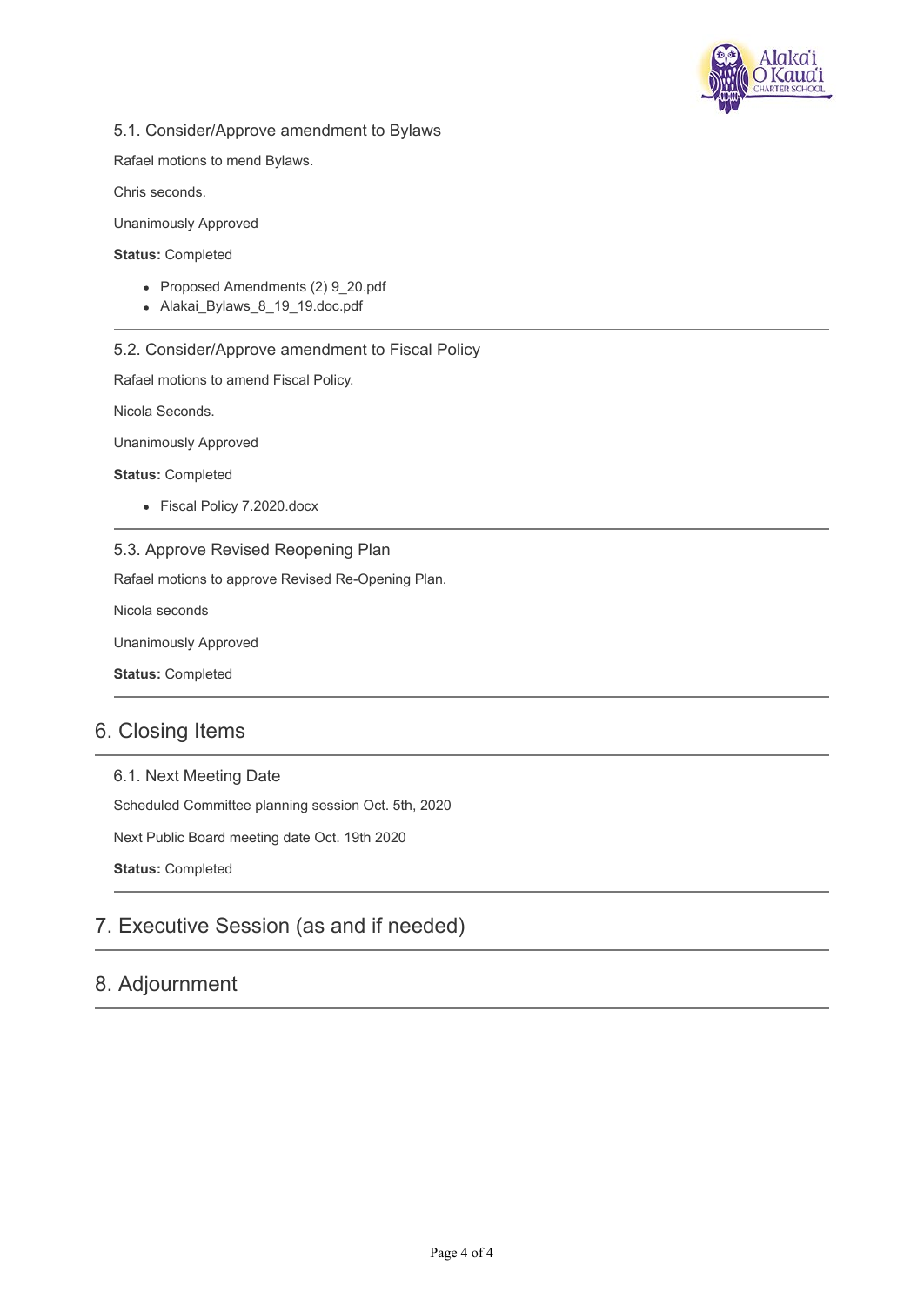### 5.1. Consider/Approve amendment to Bylaws

Rafael motions to mend Bylaws.

Chris seconds.

Unanimously Approved

**Status:** Completed

- Proposed Amendments (2) 9_20.pdf
- Alakai_Bylaws_8_19_19.doc.pdf

### 5.2. Consider/Approve amendment to Fiscal Policy

Rafael motions to amend Fiscal Policy.

Nicola Seconds.

Unanimously Approved

**Status:** Completed

- Fiscal Policy 7.2020.docx

### 5.3. Approve Revised Reopening Plan

Rafael motions to approve Revised Re-Opening Plan.

Nicola seconds

Unanimously Approved

**Status:** Completed

## 6. Closing Items

### 6.1. Next Meeting Date

Scheduled Committee planning session Oct. 5th, 2020

Next Public Board meeting date Oct. 19th 2020

**Status:** Completed

## 7. Executive Session (as and if needed)

## 8. Adjournment